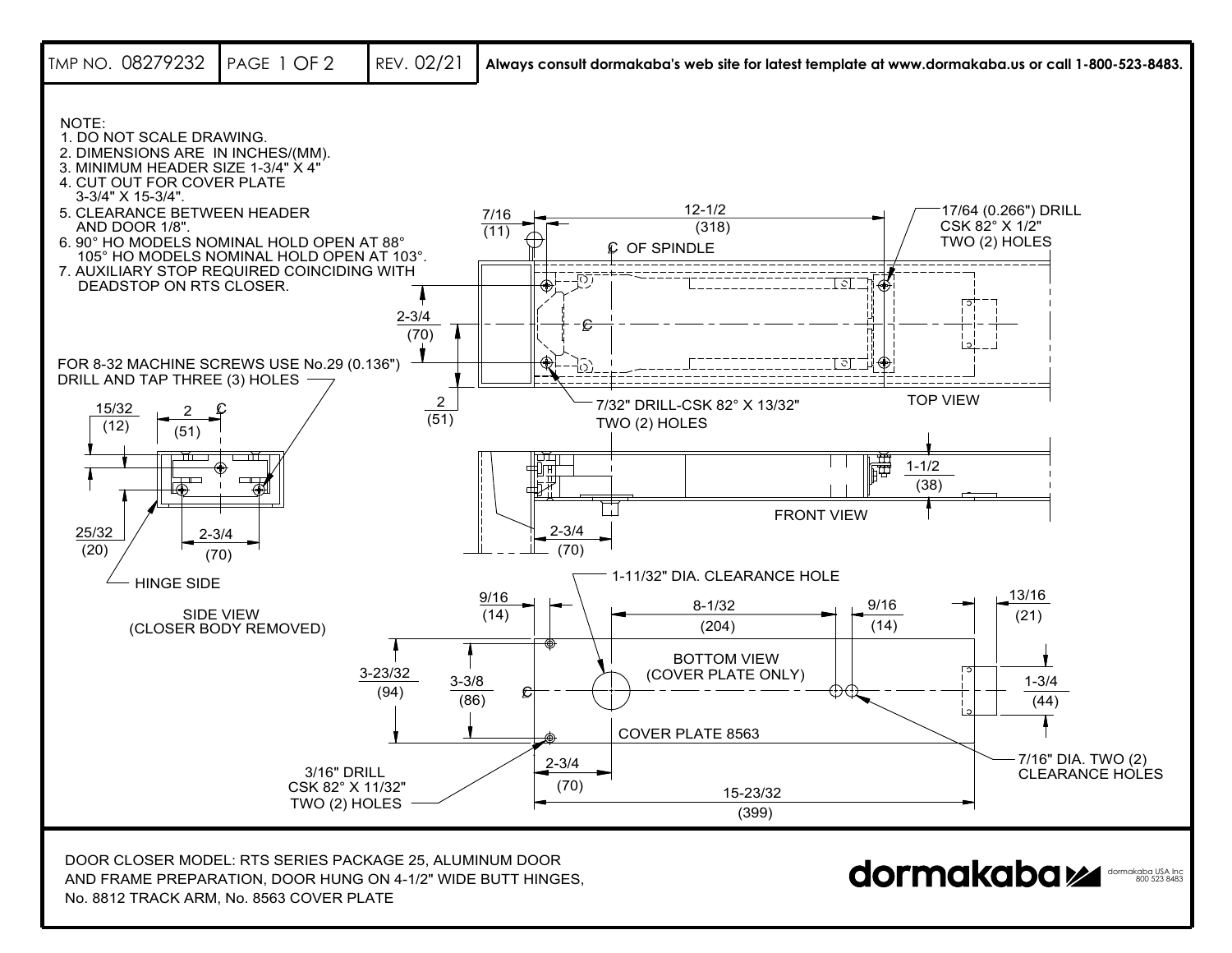| TMP NO. 08279232 | PAGE 1 OF 2 | REV. 02/21 | **Always consult dormakaba's web site for latest template at www.dormakaba.us or call 1-800-523-8483.** |
|---|---|---|---|

NOTE:
1. DO NOT SCALE DRAWING.
2. DIMENSIONS ARE IN INCHES/(MM).
3. MINIMUM HEADER SIZE 1-3/4" X 4"
4. CUT OUT FOR COVER PLATE 3-3/4" X 15-3/4".
5. CLEARANCE BETWEEN HEADER AND DOOR 1/8".
6. 90° HO MODELS NOMINAL HOLD OPEN AT 88° 105° HO MODELS NOMINAL HOLD OPEN AT 103°.
7. AUXILIARY STOP REQUIRED COINCIDING WITH DEADSTOP ON RTS CLOSER.

**TOP VIEW**

7/16 (11) — 12-1/2 (318) — ℄ OF SPINDLE — 2-3/4 (70) — 2 (51)

17/64 (0.266") DRILL CSK 82° X 1/2" TWO (2) HOLES

7/32" DRILL-CSK 82° X 13/32" TWO (2) HOLES

**FRONT VIEW**

1-1/2 (38) — 2-3/4 (70)

**SIDE VIEW (CLOSER BODY REMOVED)**

FOR 8-32 MACHINE SCREWS USE No.29 (0.136") DRILL AND TAP THREE (3) HOLES

15/32 (12) — 2 (51) — ℄ — 25/32 (20) — 2-3/4 (70)

HINGE SIDE

**BOTTOM VIEW (COVER PLATE ONLY)**

1-11/32" DIA. CLEARANCE HOLE

9/16 (14) — 8-1/32 (204) — 9/16 (14) — 13/16 (21) — 3-23/32 (94) — 3-3/8 (86) — 1-3/4 (44) — 2-3/4 (70) — 15-23/32 (399)

COVER PLATE 8563

3/16" DRILL CSK 82° X 11/32" TWO (2) HOLES

7/16" DIA. TWO (2) CLEARANCE HOLES

DOOR CLOSER MODEL: RTS SERIES PACKAGE 25, ALUMINUM DOOR AND FRAME PREPARATION, DOOR HUNG ON 4-1/2" WIDE BUTT HINGES, No. 8812 TRACK ARM, No. 8563 COVER PLATE

**dormakaba** dormakaba USA Inc 800 523 8483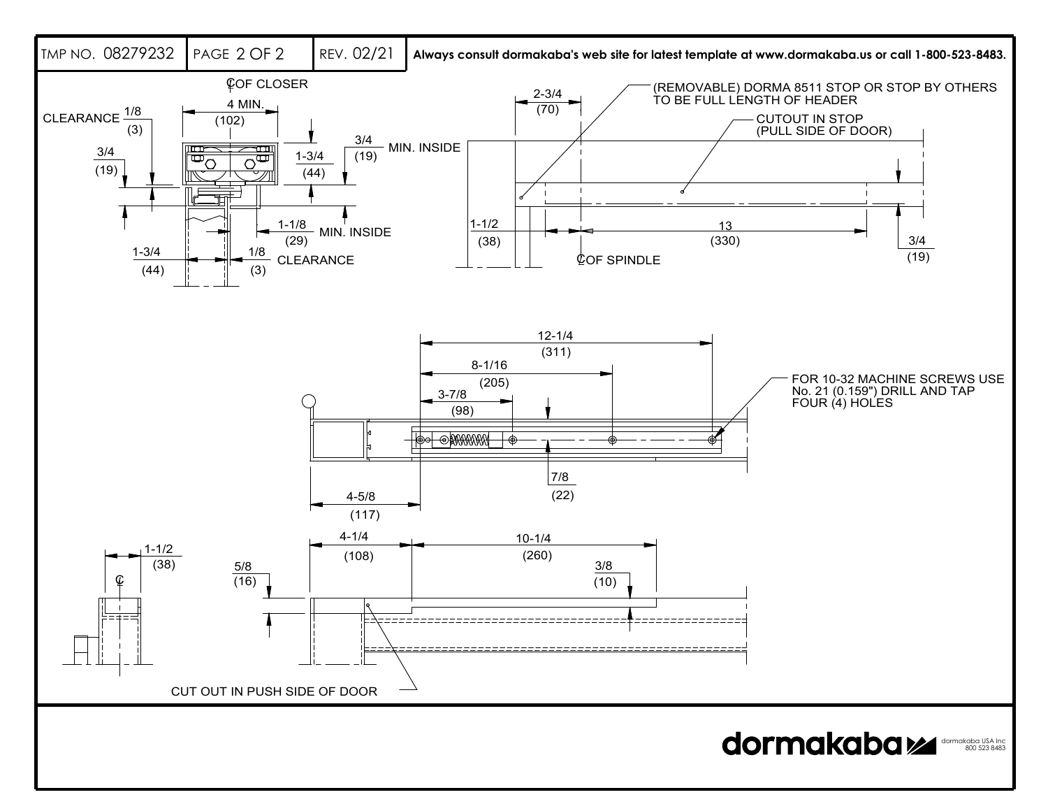| | | | |
|---|---|---|---|
| TMP NO. 08279232 | PAGE 2 OF 2 | REV. 02/21 | **Always consult dormakaba's web site for latest template at www.dormakaba.us or call 1-800-523-8483.** |

℄ OF CLOSER

4 MIN. (102)

CLEARANCE 1/8 (3)

3/4 (19)

1-3/4 (44)

3/4 (19) MIN. INSIDE

1-1/8 (29) MIN. INSIDE

1-3/4 (44)

1/8 (3) CLEARANCE

2-3/4 (70)

(REMOVABLE) DORMA 8511 STOP OR STOP BY OTHERS TO BE FULL LENGTH OF HEADER

CUTOUT IN STOP (PULL SIDE OF DOOR)

1-1/2 (38)

13 (330)

3/4 (19)

℄ OF SPINDLE

12-1/4 (311)

8-1/16 (205)

3-7/8 (98)

FOR 10-32 MACHINE SCREWS USE No. 21 (0.159") DRILL AND TAP FOUR (4) HOLES

7/8 (22)

4-5/8 (117)

1-1/2 (38)

℄

4-1/4 (108)

10-1/4 (260)

5/8 (16)

3/8 (10)

CUT OUT IN PUSH SIDE OF DOOR

dormakaba

dormakaba USA Inc
800 523 8483